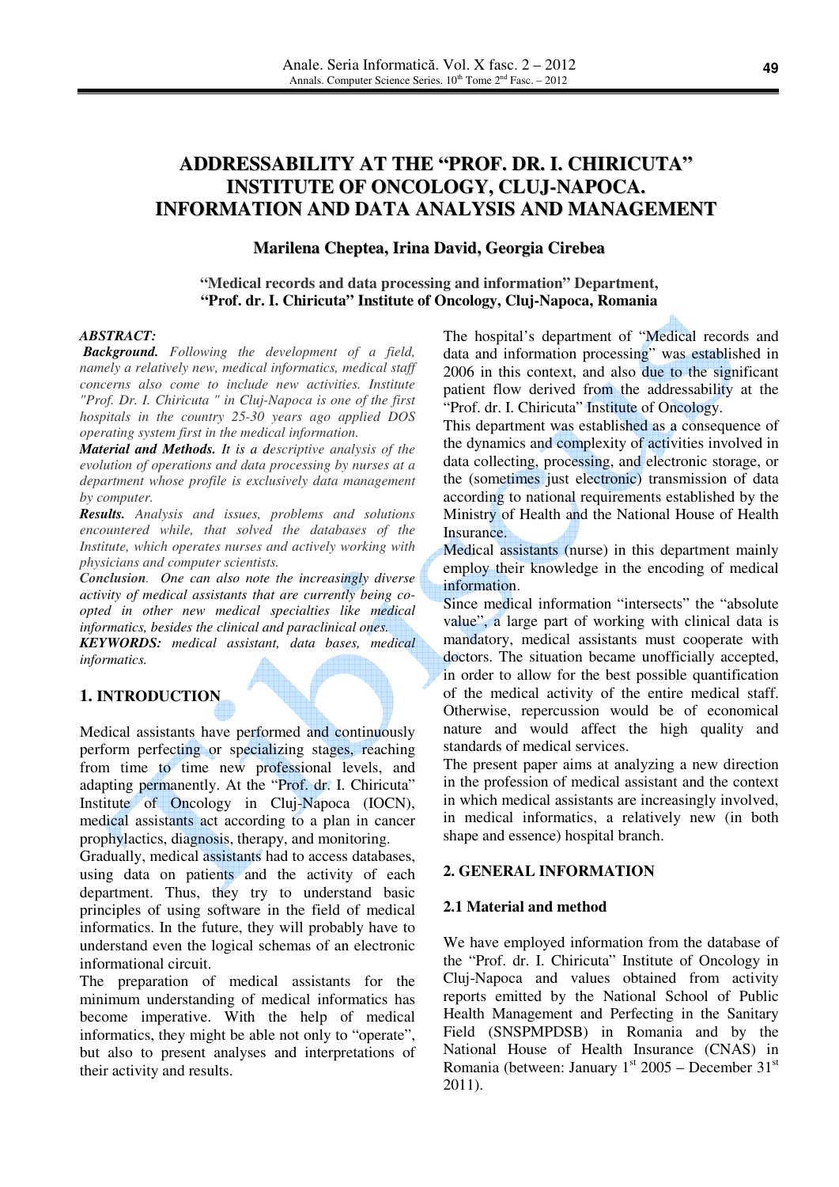# ADDRESSABILITY AT THE "PROF. DR. I. CHIRICUTA" INSTITUTE OF ONCOLOGY, CLUJ-NAPOCA. INFORMATION AND DATA ANALYSIS AND MANAGEMENT

**Marilena Cheptea, Irina David, Georgia Cirebea**

**"Medical records and data processing and information" Department, "Prof. dr. I. Chiricuta" Institute of Oncology, Cluj-Napoca, Romania**

***ABSTRACT:***

***Background.*** *Following the development of a field, namely a relatively new, medical informatics, medical staff concerns also come to include new activities. Institute "Prof. Dr. I. Chiricuta " in Cluj-Napoca is one of the first hospitals in the country 25-30 years ago applied DOS operating system first in the medical information.*

***Material and Methods.*** *It is a descriptive analysis of the evolution of operations and data processing by nurses at a department whose profile is exclusively data management by computer.*

***Results.*** *Analysis and issues, problems and solutions encountered while, that solved the databases of the Institute, which operates nurses and actively working with physicians and computer scientists.*

***Conclusion.*** *One can also note the increasingly diverse activity of medical assistants that are currently being co-opted in other new medical specialties like medical informatics, besides the clinical and paraclinical ones.*

***KEYWORDS:*** *medical assistant, data bases, medical informatics.*

## 1. INTRODUCTION

Medical assistants have performed and continuously perform perfecting or specializing stages, reaching from time to time new professional levels, and adapting permanently. At the "Prof. dr. I. Chiricuta" Institute of Oncology in Cluj-Napoca (IOCN), medical assistants act according to a plan in cancer prophylactics, diagnosis, therapy, and monitoring.

Gradually, medical assistants had to access databases, using data on patients and the activity of each department. Thus, they try to understand basic principles of using software in the field of medical informatics. In the future, they will probably have to understand even the logical schemas of an electronic informational circuit.

The preparation of medical assistants for the minimum understanding of medical informatics has become imperative. With the help of medical informatics, they might be able not only to "operate", but also to present analyses and interpretations of their activity and results.

The hospital's department of "Medical records and data and information processing" was established in 2006 in this context, and also due to the significant patient flow derived from the addressability at the "Prof. dr. I. Chiricuta" Institute of Oncology.

This department was established as a consequence of the dynamics and complexity of activities involved in data collecting, processing, and electronic storage, or the (sometimes just electronic) transmission of data according to national requirements established by the Ministry of Health and the National House of Health Insurance.

Medical assistants (nurse) in this department mainly employ their knowledge in the encoding of medical information.

Since medical information "intersects" the "absolute value", a large part of working with clinical data is mandatory, medical assistants must cooperate with doctors. The situation became unofficially accepted, in order to allow for the best possible quantification of the medical activity of the entire medical staff. Otherwise, repercussion would be of economical nature and would affect the high quality and standards of medical services.

The present paper aims at analyzing a new direction in the profession of medical assistant and the context in which medical assistants are increasingly involved, in medical informatics, a relatively new (in both shape and essence) hospital branch.

## 2. GENERAL INFORMATION

### 2.1 Material and method

We have employed information from the database of the "Prof. dr. I. Chiricuta" Institute of Oncology in Cluj-Napoca and values obtained from activity reports emitted by the National School of Public Health Management and Perfecting in the Sanitary Field (SNSPMPDSB) in Romania and by the National House of Health Insurance (CNAS) in Romania (between: January 1st 2005 – December 31st 2011).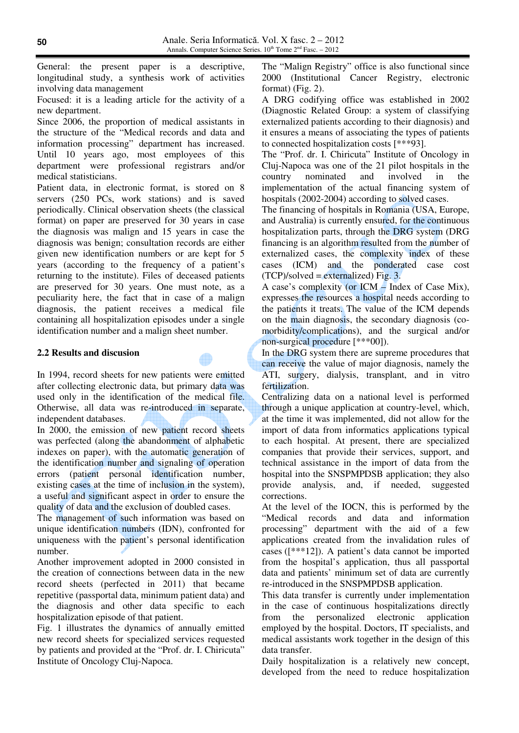General: the present paper is a descriptive, longitudinal study, a synthesis work of activities involving data management

Focused: it is a leading article for the activity of a new department.

Since 2006, the proportion of medical assistants in the structure of the "Medical records and data and information processing" department has increased. Until 10 years ago, most employees of this department were professional registrars and/or medical statisticians.

Patient data, in electronic format, is stored on 8 servers (250 PCs, work stations) and is saved periodically. Clinical observation sheets (the classical format) on paper are preserved for 30 years in case the diagnosis was malign and 15 years in case the diagnosis was benign; consultation records are either given new identification numbers or are kept for 5 years (according to the frequency of a patient's returning to the institute). Files of deceased patients are preserved for 30 years. One must note, as a peculiarity here, the fact that in case of a malign diagnosis, the patient receives a medical file containing all hospitalization episodes under a single identification number and a malign sheet number.

## 2.2 Results and discusion

In 1994, record sheets for new patients were emitted after collecting electronic data, but primary data was used only in the identification of the medical file. Otherwise, all data was re-introduced in separate, independent databases.

In 2000, the emission of new patient record sheets was perfected (along the abandonment of alphabetic indexes on paper), with the automatic generation of the identification number and signaling of operation errors (patient personal identification number, existing cases at the time of inclusion in the system), a useful and significant aspect in order to ensure the quality of data and the exclusion of doubled cases.

The management of such information was based on unique identification numbers (IDN), confronted for uniqueness with the patient's personal identification number.

Another improvement adopted in 2000 consisted in the creation of connections between data in the new record sheets (perfected in 2011) that became repetitive (passportal data, minimum patient data) and the diagnosis and other data specific to each hospitalization episode of that patient.

Fig. 1 illustrates the dynamics of annually emitted new record sheets for specialized services requested by patients and provided at the "Prof. dr. I. Chiricuta" Institute of Oncology Cluj-Napoca.

The "Malign Registry" office is also functional since 2000 (Institutional Cancer Registry, electronic format) (Fig. 2).

A DRG codifying office was established in 2002 (Diagnostic Related Group: a system of classifying externalized patients according to their diagnosis) and it ensures a means of associating the types of patients to connected hospitalization costs [***93].

The "Prof. dr. I. Chiricuta" Institute of Oncology in Cluj-Napoca was one of the 21 pilot hospitals in the country nominated and involved in the implementation of the actual financing system of hospitals (2002-2004) according to solved cases.

The financing of hospitals in Romania (USA, Europe, and Australia) is currently ensured, for the continuous hospitalization parts, through the DRG system (DRG financing is an algorithm resulted from the number of externalized cases, the complexity index of these cases (ICM) and the ponderated case cost (TCP)/solved = externalized) Fig. 3.

A case's complexity (or ICM – Index of Case Mix), expresses the resources a hospital needs according to the patients it treats. The value of the ICM depends on the main diagnosis, the secondary diagnosis (co-morbidity/complications), and the surgical and/or non-surgical procedure [***00]).

In the DRG system there are supreme procedures that can receive the value of major diagnosis, namely the ATI, surgery, dialysis, transplant, and in vitro fertilization.

Centralizing data on a national level is performed through a unique application at country-level, which, at the time it was implemented, did not allow for the import of data from informatics applications typical to each hospital. At present, there are specialized companies that provide their services, support, and technical assistance in the import of data from the hospital into the SNSPMPDSB application; they also provide analysis, and, if needed, suggested corrections.

At the level of the IOCN, this is performed by the "Medical records and data and information processing" department with the aid of a few applications created from the invalidation rules of cases ([***12]). A patient's data cannot be imported from the hospital's application, thus all passportal data and patients' minimum set of data are currently re-introduced in the SNSPMPDSB application.

This data transfer is currently under implementation in the case of continuous hospitalizations directly from the personalized electronic application employed by the hospital. Doctors, IT specialists, and medical assistants work together in the design of this data transfer.

Daily hospitalization is a relatively new concept, developed from the need to reduce hospitalization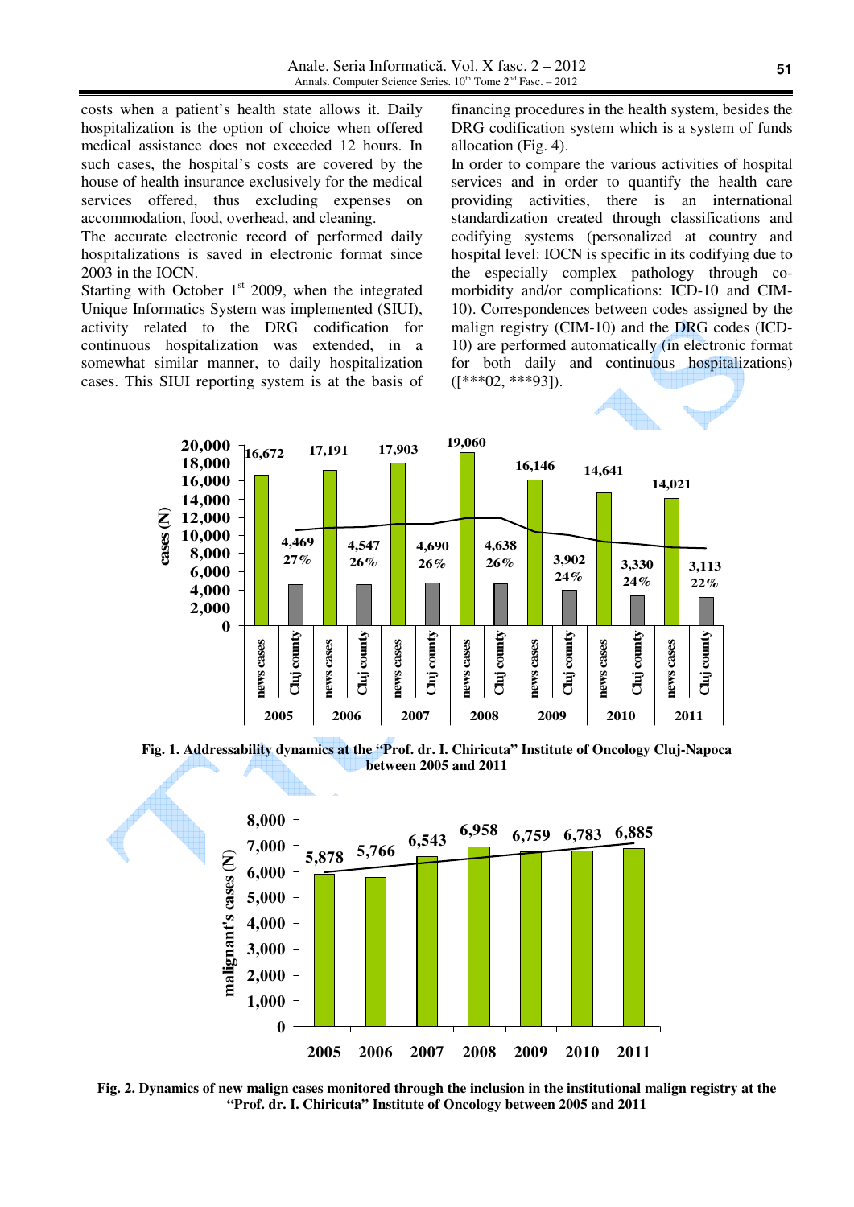costs when a patient's health state allows it. Daily hospitalization is the option of choice when offered medical assistance does not exceeded 12 hours. In such cases, the hospital's costs are covered by the house of health insurance exclusively for the medical services offered, thus excluding expenses on accommodation, food, overhead, and cleaning.

The accurate electronic record of performed daily hospitalizations is saved in electronic format since 2003 in the IOCN.

Starting with October 1st 2009, when the integrated Unique Informatics System was implemented (SIUI), activity related to the DRG codification for continuous hospitalization was extended, in a somewhat similar manner, to daily hospitalization cases. This SIUI reporting system is at the basis of financing procedures in the health system, besides the DRG codification system which is a system of funds allocation (Fig. 4).

In order to compare the various activities of hospital services and in order to quantify the health care providing activities, there is an international standardization created through classifications and codifying systems (personalized at country and hospital level: IOCN is specific in its codifying due to the especially complex pathology through co-morbidity and/or complications: ICD-10 and CIM-10). Correspondences between codes assigned by the malign registry (CIM-10) and the DRG codes (ICD-10) are performed automatically (in electronic format for both daily and continuous hospitalizations) ([***02, ***93]).

**Fig. 1. Addressability dynamics at the "Prof. dr. I. Chiricuta" Institute of Oncology Cluj-Napoca between 2005 and 2011**

**Fig. 2. Dynamics of new malign cases monitored through the inclusion in the institutional malign registry at the "Prof. dr. I. Chiricuta" Institute of Oncology between 2005 and 2011**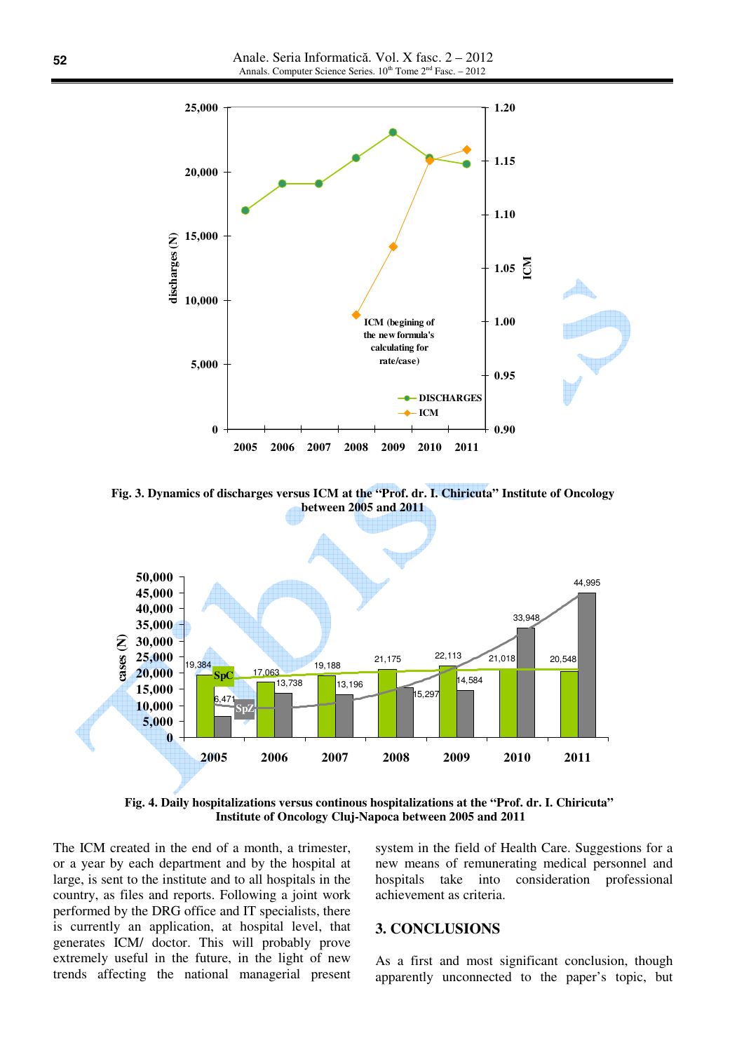Fig. 3. Dynamics of discharges versus ICM at the "Prof. dr. I. Chiricuta" Institute of Oncology between 2005 and 2011

Fig. 4. Daily hospitalizations versus continous hospitalizations at the "Prof. dr. I. Chiricuta" Institute of Oncology Cluj-Napoca between 2005 and 2011

The ICM created in the end of a month, a trimester, or a year by each department and by the hospital at large, is sent to the institute and to all hospitals in the country, as files and reports. Following a joint work performed by the DRG office and IT specialists, there is currently an application, at hospital level, that generates ICM/ doctor. This will probably prove extremely useful in the future, in the light of new trends affecting the national managerial present system in the field of Health Care. Suggestions for a new means of remunerating medical personnel and hospitals take into consideration professional achievement as criteria.

## 3. CONCLUSIONS

As a first and most significant conclusion, though apparently unconnected to the paper's topic, but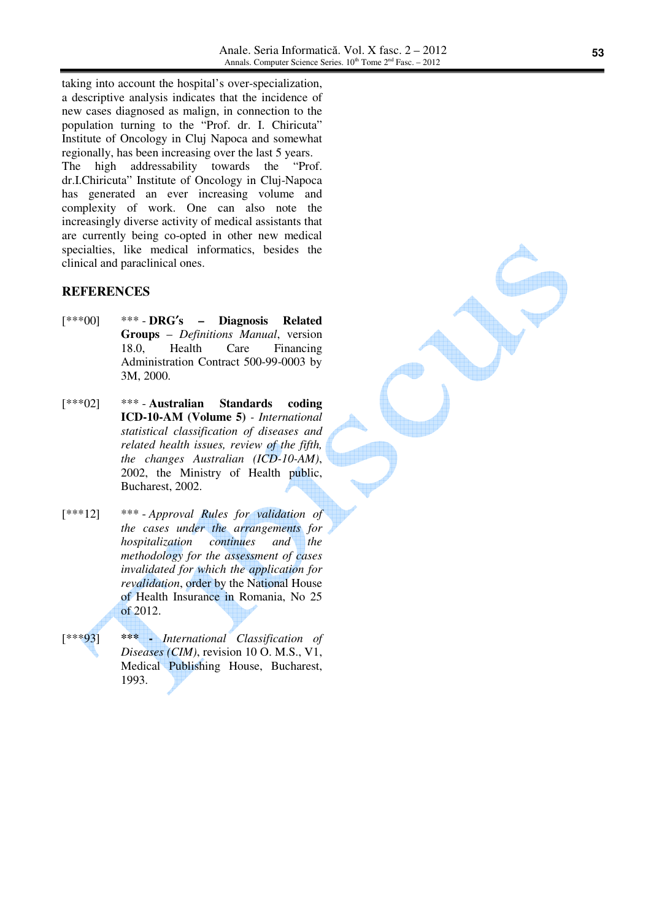taking into account the hospital's over-specialization, a descriptive analysis indicates that the incidence of new cases diagnosed as malign, in connection to the population turning to the "Prof. dr. I. Chiricuta" Institute of Oncology in Cluj Napoca and somewhat regionally, has been increasing over the last 5 years. The high addressability towards the "Prof. dr.I.Chiricuta" Institute of Oncology in Cluj-Napoca has generated an ever increasing volume and complexity of work. One can also note the increasingly diverse activity of medical assistants that are currently being co-opted in other new medical specialties, like medical informatics, besides the clinical and paraclinical ones.

## REFERENCES

[***00] *** - **DRG's – Diagnosis Related Groups** – *Definitions Manual*, version 18.0, Health Care Financing Administration Contract 500-99-0003 by 3M, 2000.

[***02] *** - **Australian Standards coding ICD-10-AM (Volume 5)** - *International statistical classification of diseases and related health issues, review of the fifth, the changes Australian (ICD-10-AM)*, 2002, the Ministry of Health public, Bucharest, 2002.

[***12] *** - *Approval Rules for validation of the cases under the arrangements for hospitalization continues and the methodology for the assessment of cases invalidated for which the application for revalidation*, order by the National House of Health Insurance in Romania, No 25 of 2012.

[***93] *** - *International Classification of Diseases (CIM)*, revision 10 O. M.S., V1, Medical Publishing House, Bucharest, 1993.